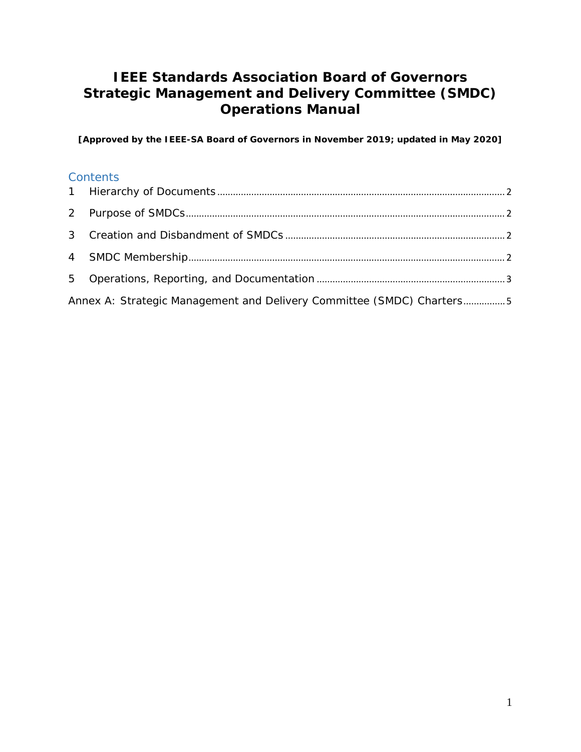# IEEE Standards Association Board of Governors Strategic Management and Delivery Committee (SMDC) Operations Manual

**[Approved by the IEEE-SA Board of Governors in November 2019; updated in May 2020]**

## Contents

1 Hierarchy of Documents ........ 2

2 Purpose of SMDCs ........ 2

3 Creation and Disbandment of SMDCs ........ 2

4 SMDC Membership ........ 2

5 Operations, Reporting, and Documentation ........ 3

Annex A: Strategic Management and Delivery Committee (SMDC) Charters ........ 5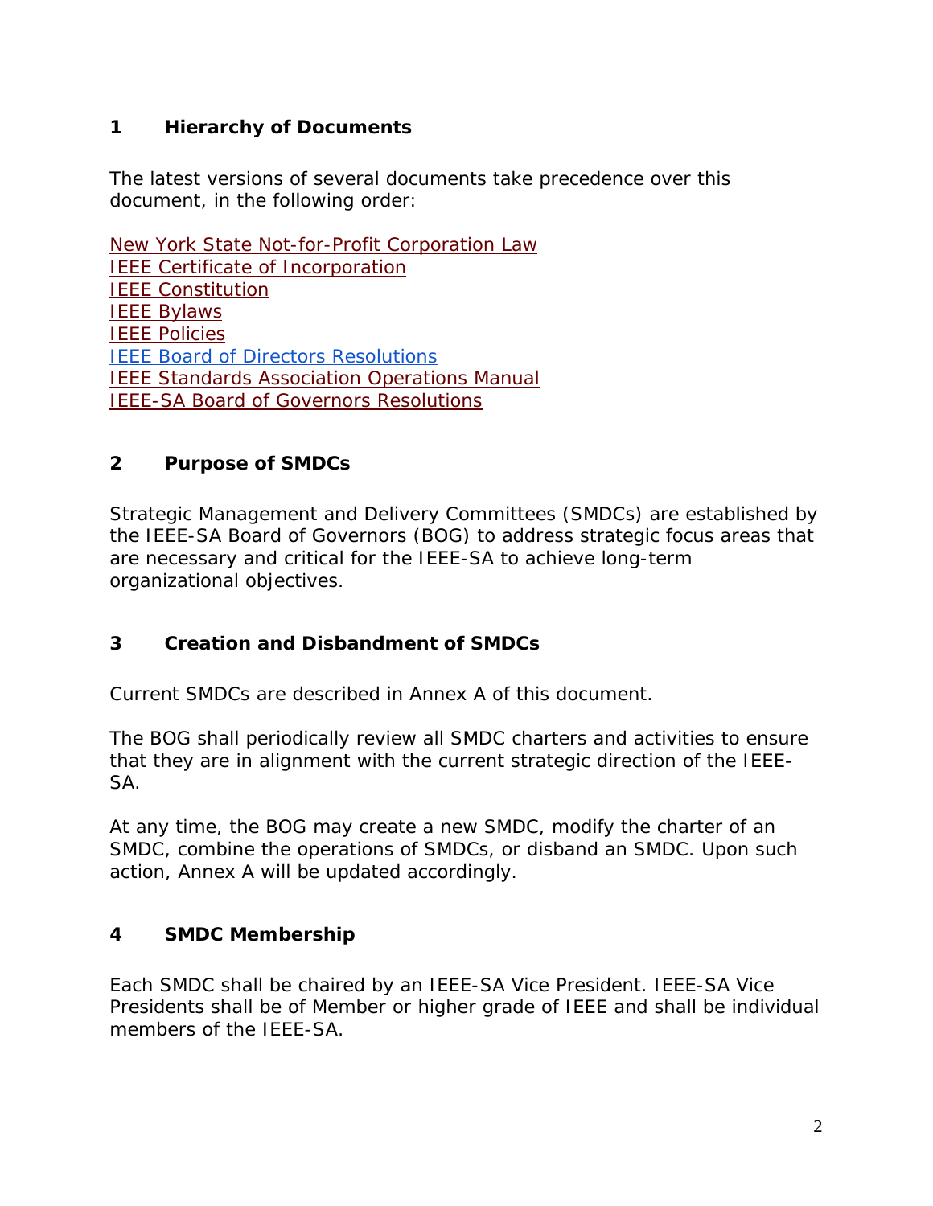## 1 Hierarchy of Documents

The latest versions of several documents take precedence over this document, in the following order:

New York State Not-for-Profit Corporation Law
IEEE Certificate of Incorporation
IEEE Constitution
IEEE Bylaws
IEEE Policies
IEEE Board of Directors Resolutions
IEEE Standards Association Operations Manual
IEEE-SA Board of Governors Resolutions

## 2 Purpose of SMDCs

Strategic Management and Delivery Committees (SMDCs) are established by the IEEE-SA Board of Governors (BOG) to address strategic focus areas that are necessary and critical for the IEEE-SA to achieve long-term organizational objectives.

## 3 Creation and Disbandment of SMDCs

Current SMDCs are described in Annex A of this document.

The BOG shall periodically review all SMDC charters and activities to ensure that they are in alignment with the current strategic direction of the IEEE-SA.

At any time, the BOG may create a new SMDC, modify the charter of an SMDC, combine the operations of SMDCs, or disband an SMDC. Upon such action, Annex A will be updated accordingly.

## 4 SMDC Membership

Each SMDC shall be chaired by an IEEE-SA Vice President. IEEE-SA Vice Presidents shall be of Member or higher grade of IEEE and shall be individual members of the IEEE-SA.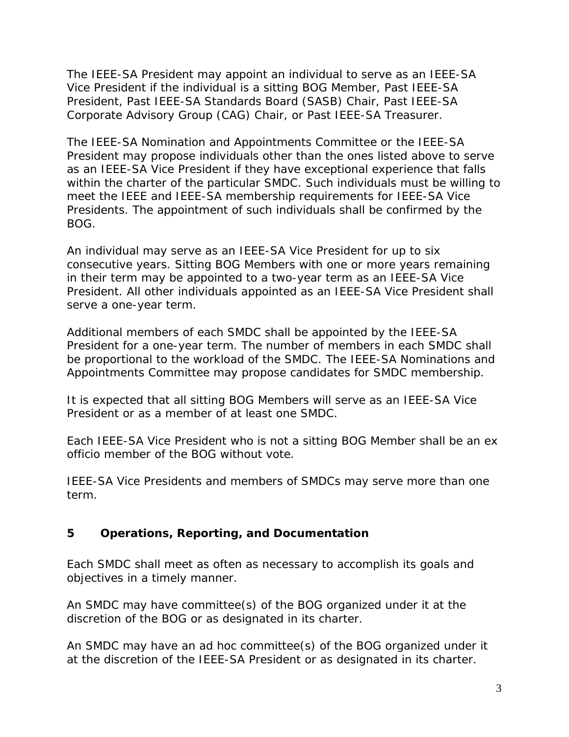The IEEE-SA President may appoint an individual to serve as an IEEE-SA Vice President if the individual is a sitting BOG Member, Past IEEE-SA President, Past IEEE-SA Standards Board (SASB) Chair, Past IEEE-SA Corporate Advisory Group (CAG) Chair, or Past IEEE-SA Treasurer.

The IEEE-SA Nomination and Appointments Committee or the IEEE-SA President may propose individuals other than the ones listed above to serve as an IEEE-SA Vice President if they have exceptional experience that falls within the charter of the particular SMDC. Such individuals must be willing to meet the IEEE and IEEE-SA membership requirements for IEEE-SA Vice Presidents. The appointment of such individuals shall be confirmed by the BOG.

An individual may serve as an IEEE-SA Vice President for up to six consecutive years. Sitting BOG Members with one or more years remaining in their term may be appointed to a two-year term as an IEEE-SA Vice President. All other individuals appointed as an IEEE-SA Vice President shall serve a one-year term.

Additional members of each SMDC shall be appointed by the IEEE-SA President for a one-year term. The number of members in each SMDC shall be proportional to the workload of the SMDC. The IEEE-SA Nominations and Appointments Committee may propose candidates for SMDC membership.

It is expected that all sitting BOG Members will serve as an IEEE-SA Vice President or as a member of at least one SMDC.

Each IEEE-SA Vice President who is not a sitting BOG Member shall be an ex officio member of the BOG without vote.

IEEE-SA Vice Presidents and members of SMDCs may serve more than one term.

## 5 Operations, Reporting, and Documentation

Each SMDC shall meet as often as necessary to accomplish its goals and objectives in a timely manner.

An SMDC may have committee(s) of the BOG organized under it at the discretion of the BOG or as designated in its charter.

An SMDC may have an ad hoc committee(s) of the BOG organized under it at the discretion of the IEEE-SA President or as designated in its charter.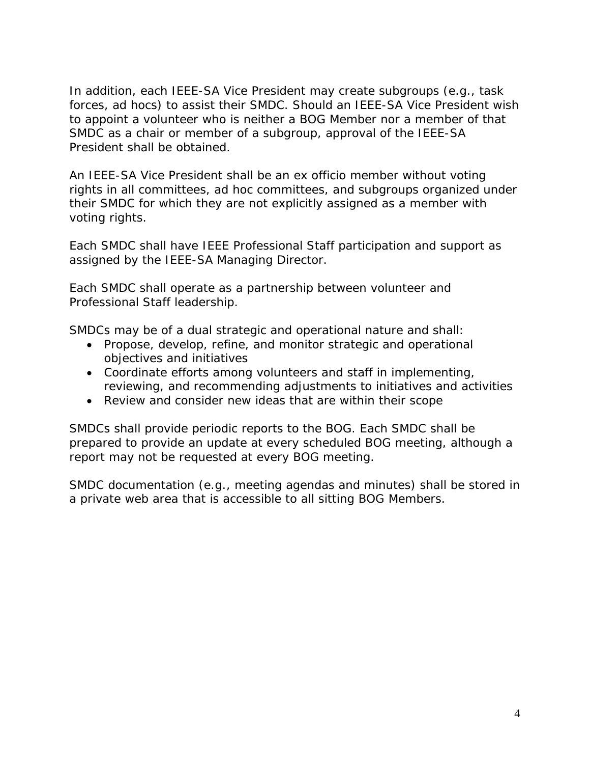In addition, each IEEE-SA Vice President may create subgroups (e.g., task forces, ad hocs) to assist their SMDC. Should an IEEE-SA Vice President wish to appoint a volunteer who is neither a BOG Member nor a member of that SMDC as a chair or member of a subgroup, approval of the IEEE-SA President shall be obtained.

An IEEE-SA Vice President shall be an ex officio member without voting rights in all committees, ad hoc committees, and subgroups organized under their SMDC for which they are not explicitly assigned as a member with voting rights.

Each SMDC shall have IEEE Professional Staff participation and support as assigned by the IEEE-SA Managing Director.

Each SMDC shall operate as a partnership between volunteer and Professional Staff leadership.

SMDCs may be of a dual strategic and operational nature and shall:

- Propose, develop, refine, and monitor strategic and operational objectives and initiatives
- Coordinate efforts among volunteers and staff in implementing, reviewing, and recommending adjustments to initiatives and activities
- Review and consider new ideas that are within their scope

SMDCs shall provide periodic reports to the BOG. Each SMDC shall be prepared to provide an update at every scheduled BOG meeting, although a report may not be requested at every BOG meeting.

SMDC documentation (e.g., meeting agendas and minutes) shall be stored in a private web area that is accessible to all sitting BOG Members.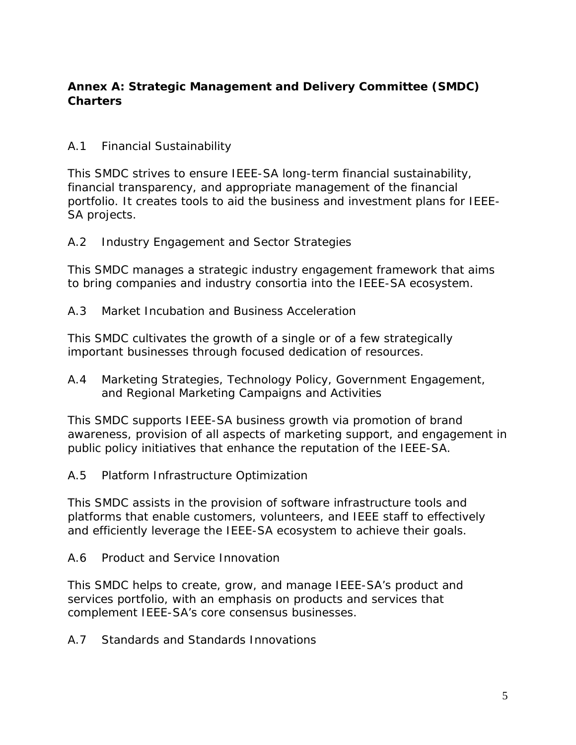## Annex A: Strategic Management and Delivery Committee (SMDC) Charters

### A.1 Financial Sustainability

This SMDC strives to ensure IEEE-SA long-term financial sustainability, financial transparency, and appropriate management of the financial portfolio. It creates tools to aid the business and investment plans for IEEE-SA projects.

### A.2 Industry Engagement and Sector Strategies

This SMDC manages a strategic industry engagement framework that aims to bring companies and industry consortia into the IEEE-SA ecosystem.

### A.3 Market Incubation and Business Acceleration

This SMDC cultivates the growth of a single or of a few strategically important businesses through focused dedication of resources.

### A.4 Marketing Strategies, Technology Policy, Government Engagement, and Regional Marketing Campaigns and Activities

This SMDC supports IEEE-SA business growth via promotion of brand awareness, provision of all aspects of marketing support, and engagement in public policy initiatives that enhance the reputation of the IEEE-SA.

### A.5 Platform Infrastructure Optimization

This SMDC assists in the provision of software infrastructure tools and platforms that enable customers, volunteers, and IEEE staff to effectively and efficiently leverage the IEEE-SA ecosystem to achieve their goals.

### A.6 Product and Service Innovation

This SMDC helps to create, grow, and manage IEEE-SA's product and services portfolio, with an emphasis on products and services that complement IEEE-SA's core consensus businesses.

### A.7 Standards and Standards Innovations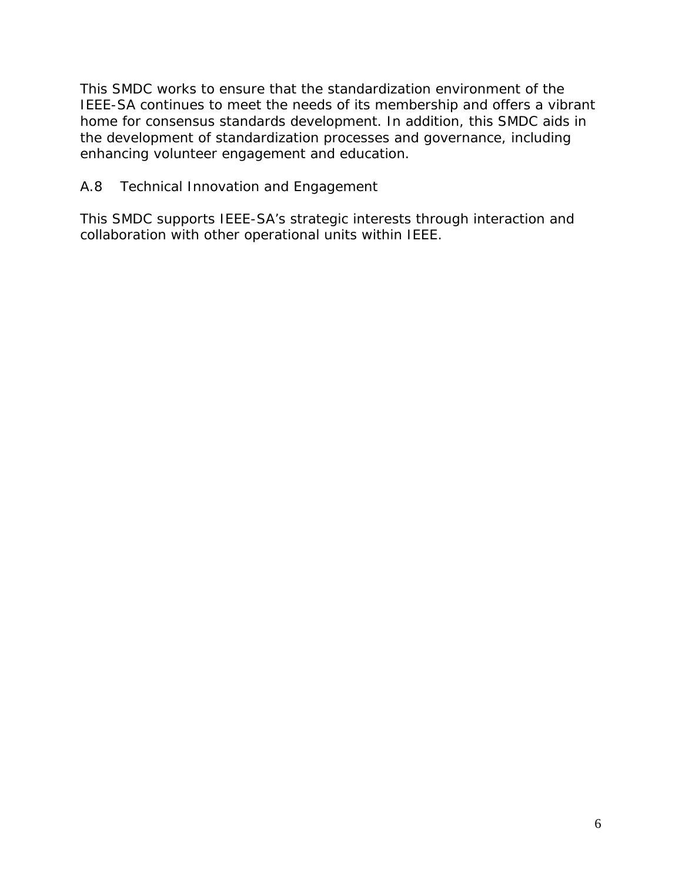This SMDC works to ensure that the standardization environment of the IEEE-SA continues to meet the needs of its membership and offers a vibrant home for consensus standards development. In addition, this SMDC aids in the development of standardization processes and governance, including enhancing volunteer engagement and education.

## A.8 Technical Innovation and Engagement

This SMDC supports IEEE-SA's strategic interests through interaction and collaboration with other operational units within IEEE.